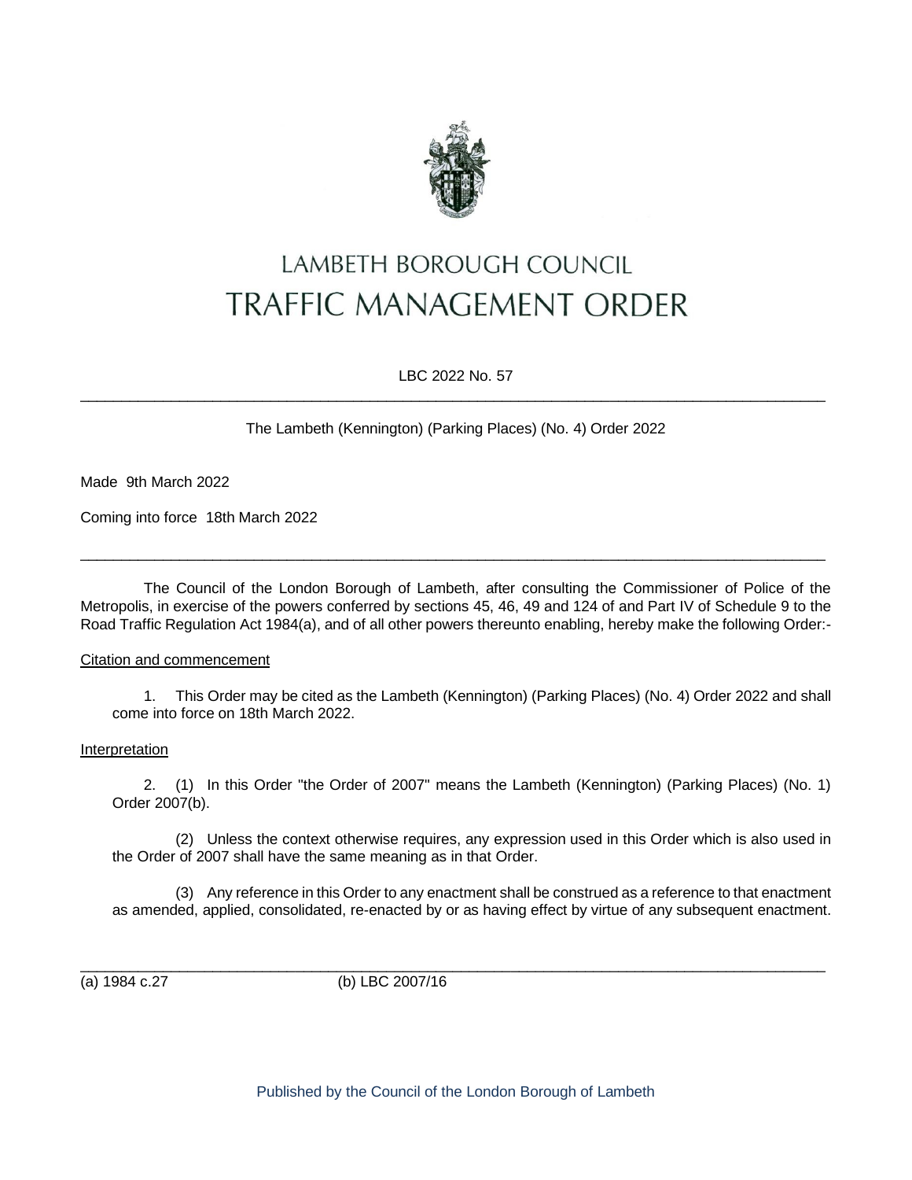# LAMBETH BOROUGH COUNCIL
# TRAFFIC MANAGEMENT ORDER

LBC 2022 No. 57

---

The Lambeth (Kennington) (Parking Places) (No. 4) Order 2022

Made 9th March 2022

Coming into force 18th March 2022

---

The Council of the London Borough of Lambeth, after consulting the Commissioner of Police of the Metropolis, in exercise of the powers conferred by sections 45, 46, 49 and 124 of and Part IV of Schedule 9 to the Road Traffic Regulation Act 1984(a), and of all other powers thereunto enabling, hereby make the following Order:-

Citation and commencement

1. This Order may be cited as the Lambeth (Kennington) (Parking Places) (No. 4) Order 2022 and shall come into force on 18th March 2022.

Interpretation

2. (1) In this Order "the Order of 2007" means the Lambeth (Kennington) (Parking Places) (No. 1) Order 2007(b).

(2) Unless the context otherwise requires, any expression used in this Order which is also used in the Order of 2007 shall have the same meaning as in that Order.

(3) Any reference in this Order to any enactment shall be construed as a reference to that enactment as amended, applied, consolidated, re-enacted by or as having effect by virtue of any subsequent enactment.

---

(a) 1984 c.27 (b) LBC 2007/16

Published by the Council of the London Borough of Lambeth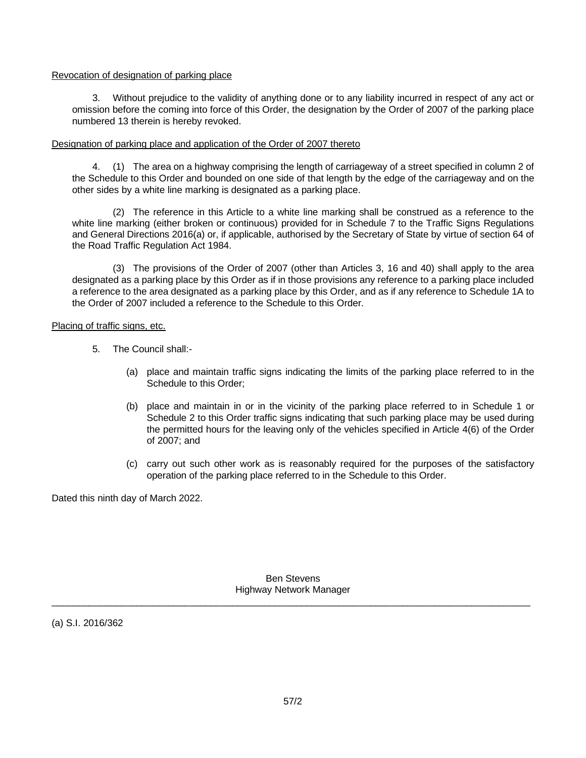Revocation of designation of parking place

3. Without prejudice to the validity of anything done or to any liability incurred in respect of any act or omission before the coming into force of this Order, the designation by the Order of 2007 of the parking place numbered 13 therein is hereby revoked.

Designation of parking place and application of the Order of 2007 thereto

4. (1) The area on a highway comprising the length of carriageway of a street specified in column 2 of the Schedule to this Order and bounded on one side of that length by the edge of the carriageway and on the other sides by a white line marking is designated as a parking place.

(2) The reference in this Article to a white line marking shall be construed as a reference to the white line marking (either broken or continuous) provided for in Schedule 7 to the Traffic Signs Regulations and General Directions 2016(a) or, if applicable, authorised by the Secretary of State by virtue of section 64 of the Road Traffic Regulation Act 1984.

(3) The provisions of the Order of 2007 (other than Articles 3, 16 and 40) shall apply to the area designated as a parking place by this Order as if in those provisions any reference to a parking place included a reference to the area designated as a parking place by this Order, and as if any reference to Schedule 1A to the Order of 2007 included a reference to the Schedule to this Order.

Placing of traffic signs, etc.

5. The Council shall:-

(a) place and maintain traffic signs indicating the limits of the parking place referred to in the Schedule to this Order;

(b) place and maintain in or in the vicinity of the parking place referred to in Schedule 1 or Schedule 2 to this Order traffic signs indicating that such parking place may be used during the permitted hours for the leaving only of the vehicles specified in Article 4(6) of the Order of 2007; and

(c) carry out such other work as is reasonably required for the purposes of the satisfactory operation of the parking place referred to in the Schedule to this Order.

Dated this ninth day of March 2022.

Ben Stevens
Highway Network Manager

---

(a) S.I. 2016/362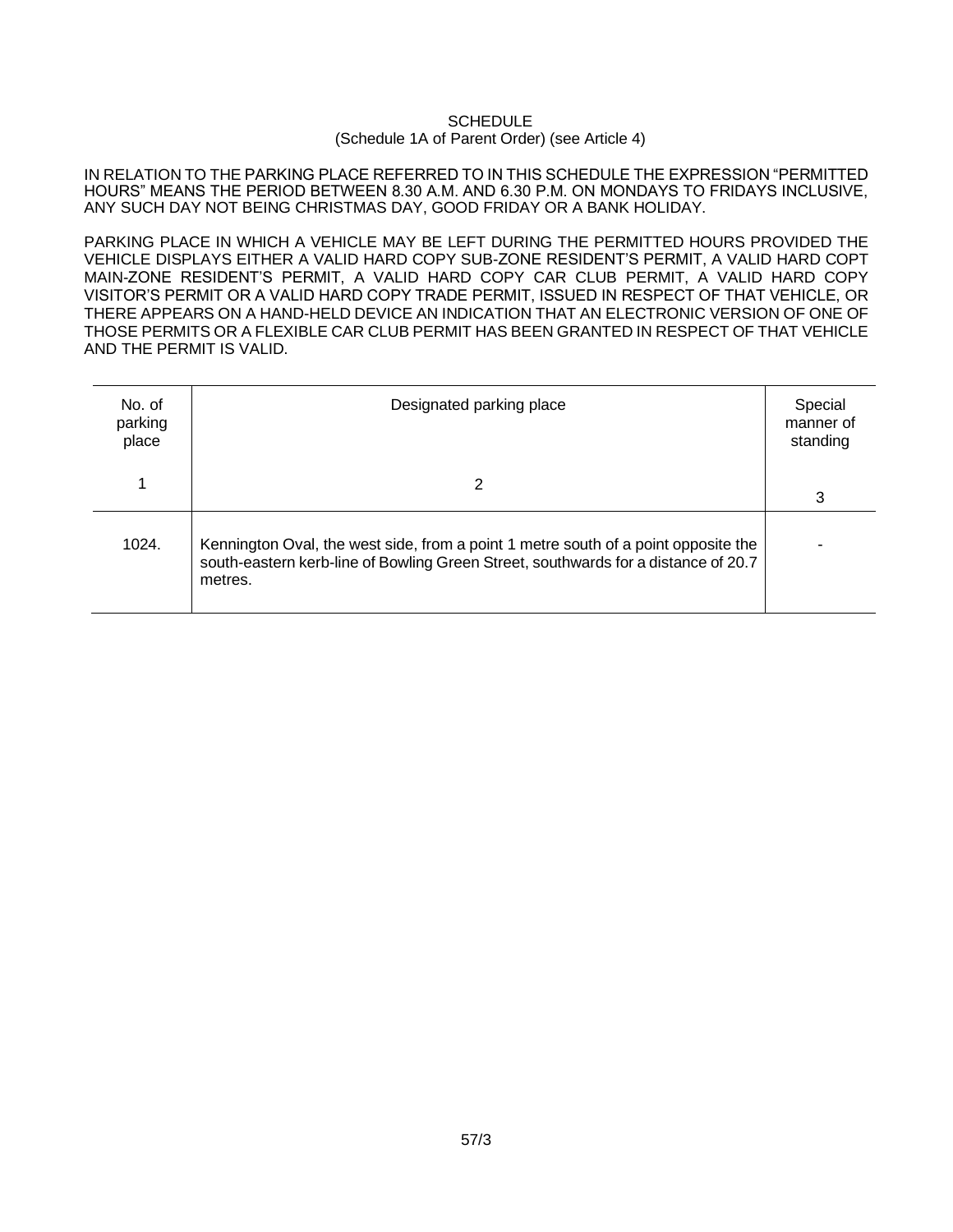SCHEDULE
(Schedule 1A of Parent Order) (see Article 4)

IN RELATION TO THE PARKING PLACE REFERRED TO IN THIS SCHEDULE THE EXPRESSION "PERMITTED HOURS" MEANS THE PERIOD BETWEEN 8.30 A.M. AND 6.30 P.M. ON MONDAYS TO FRIDAYS INCLUSIVE, ANY SUCH DAY NOT BEING CHRISTMAS DAY, GOOD FRIDAY OR A BANK HOLIDAY.

PARKING PLACE IN WHICH A VEHICLE MAY BE LEFT DURING THE PERMITTED HOURS PROVIDED THE VEHICLE DISPLAYS EITHER A VALID HARD COPY SUB-ZONE RESIDENT'S PERMIT, A VALID HARD COPT MAIN-ZONE RESIDENT'S PERMIT, A VALID HARD COPY CAR CLUB PERMIT, A VALID HARD COPY VISITOR'S PERMIT OR A VALID HARD COPY TRADE PERMIT, ISSUED IN RESPECT OF THAT VEHICLE, OR THERE APPEARS ON A HAND-HELD DEVICE AN INDICATION THAT AN ELECTRONIC VERSION OF ONE OF THOSE PERMITS OR A FLEXIBLE CAR CLUB PERMIT HAS BEEN GRANTED IN RESPECT OF THAT VEHICLE AND THE PERMIT IS VALID.

| No. of parking place | Designated parking place | Special manner of standing |
|---|---|---|
| 1 | 2 | 3 |
| 1024. | Kennington Oval, the west side, from a point 1 metre south of a point opposite the south-eastern kerb-line of Bowling Green Street, southwards for a distance of 20.7 metres. | - |